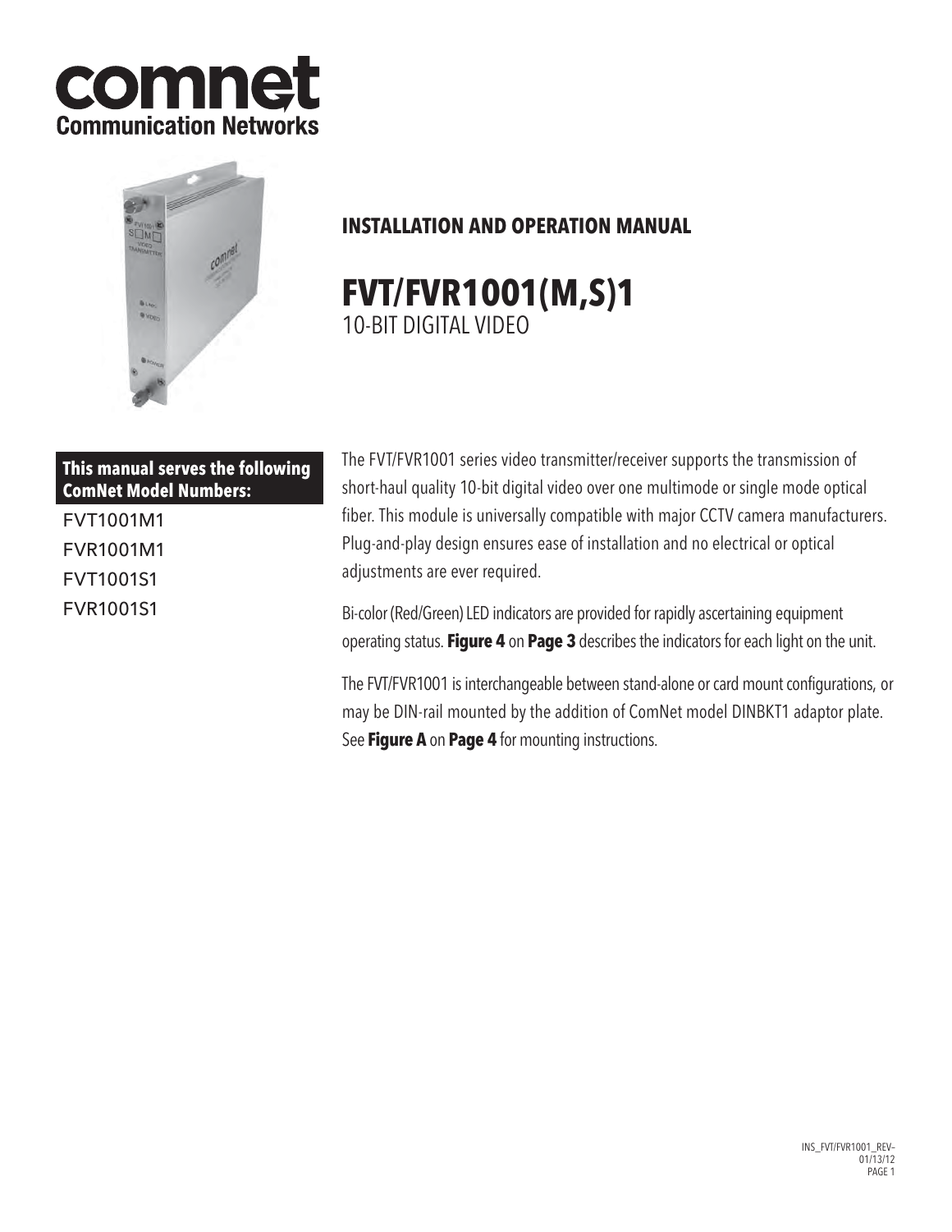# comnet
**Communication Networks**

## INSTALLATION AND OPERATION MANUAL

# FVT/FVR1001(M,S)1
10-BIT DIGITAL VIDEO

**This manual serves the following ComNet Model Numbers:**

FVT1001M1
FVR1001M1
FVT1001S1
FVR1001S1

The FVT/FVR1001 series video transmitter/receiver supports the transmission of short-haul quality 10-bit digital video over one multimode or single mode optical fiber. This module is universally compatible with major CCTV camera manufacturers. Plug-and-play design ensures ease of installation and no electrical or optical adjustments are ever required.

Bi-color (Red/Green) LED indicators are provided for rapidly ascertaining equipment operating status. **Figure 4** on **Page 3** describes the indicators for each light on the unit.

The FVT/FVR1001 is interchangeable between stand-alone or card mount configurations, or may be DIN-rail mounted by the addition of ComNet model DINBKT1 adaptor plate. See **Figure A** on **Page 4** for mounting instructions.

INS_FVT/FVR1001_REV–
01/13/12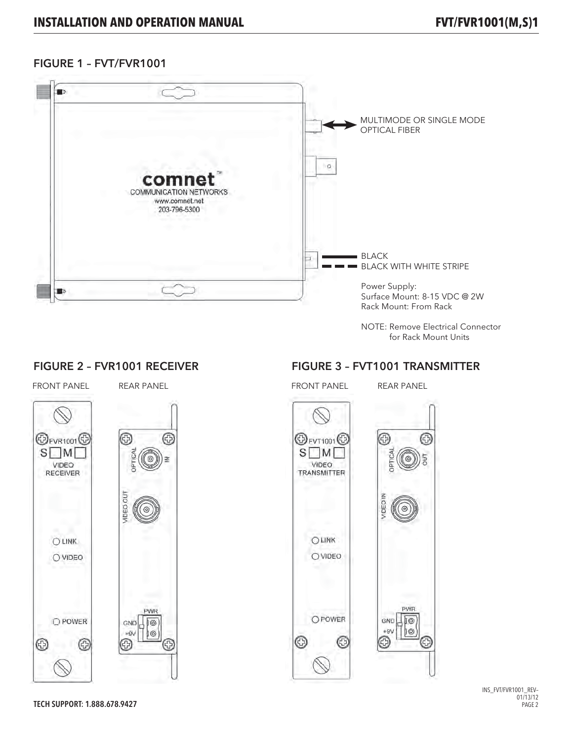## FIGURE 1 – FVT/FVR1001

comnet™
COMMUNICATION NETWORKS
www.comnet.net
203-796-5300

MULTIMODE OR SINGLE MODE OPTICAL FIBER

BLACK
BLACK WITH WHITE STRIPE

Power Supply:
Surface Mount: 8-15 VDC @ 2W
Rack Mount: From Rack

NOTE: Remove Electrical Connector for Rack Mount Units

## FIGURE 2 – FVR1001 RECEIVER

FRONT PANEL

FVR1001
S M
VIDEO RECEIVER
LINK
VIDEO
POWER

REAR PANEL

OPTICAL IN
VIDEO OUT
PWR
GND
+9V

## FIGURE 3 – FVT1001 TRANSMITTER

FRONT PANEL

FVT1001
S M
VIDEO TRANSMITTER
LINK
VIDEO
POWER

REAR PANEL

OPTICAL OUT
VIDEO IN
PWR
GND
+9V

TECH SUPPORT: 1.888.678.9427

INS_FVT/FVR1001_REV–01/13/12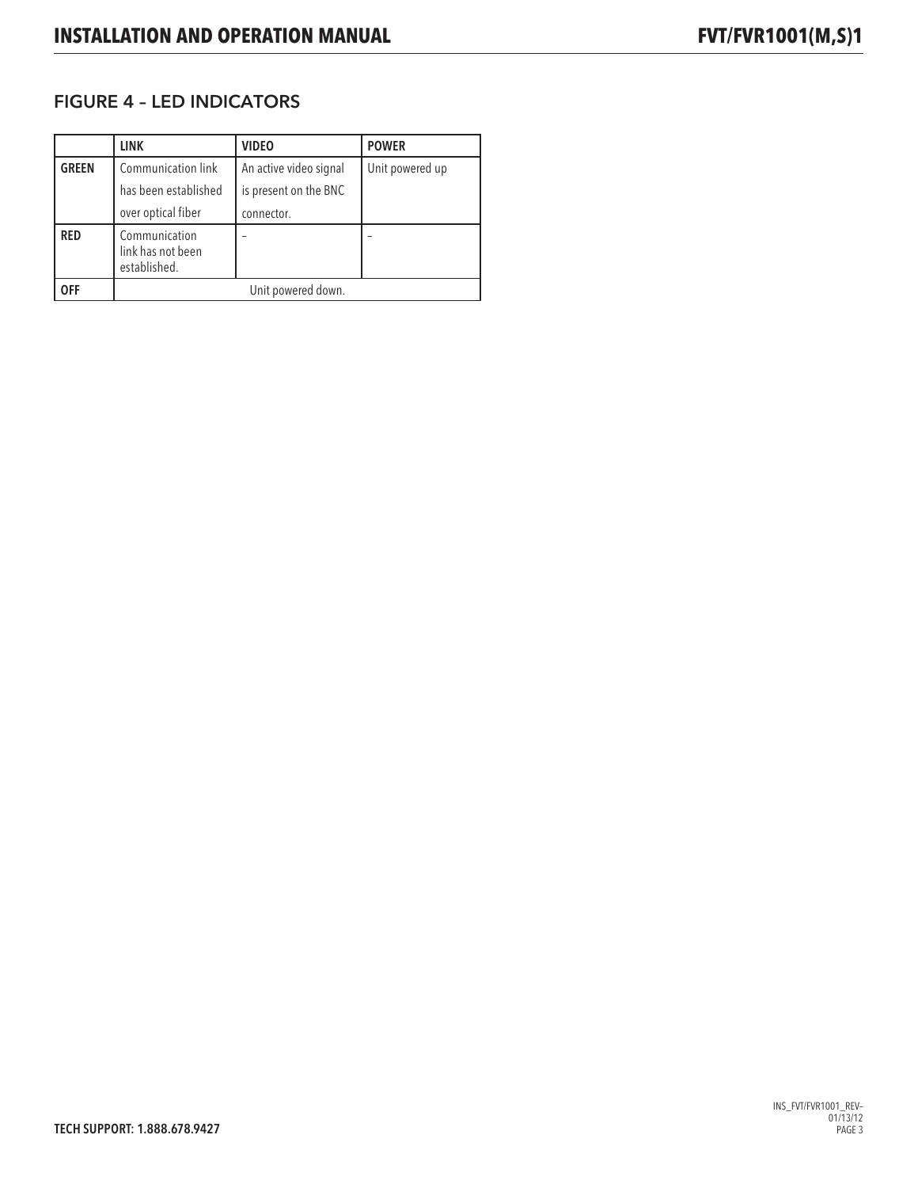## FIGURE 4 – LED INDICATORS

| | LINK | VIDEO | POWER |
|---|---|---|---|
| **GREEN** | Communication link has been established over optical fiber | An active video signal is present on the BNC connector. | Unit powered up |
| **RED** | Communication link has not been established. | – | – |
| **OFF** | Unit powered down. | | |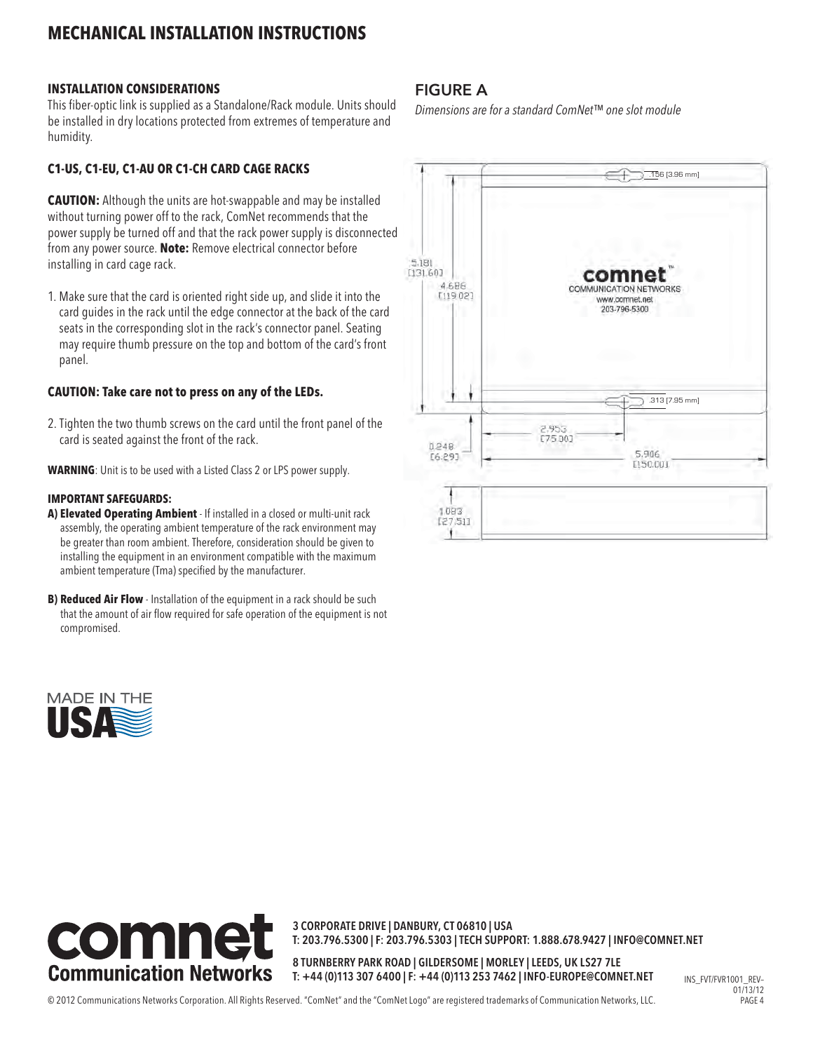# MECHANICAL INSTALLATION INSTRUCTIONS

### INSTALLATION CONSIDERATIONS

This fiber-optic link is supplied as a Standalone/Rack module. Units should be installed in dry locations protected from extremes of temperature and humidity.

### C1-US, C1-EU, C1-AU OR C1-CH CARD CAGE RACKS

**CAUTION:** Although the units are hot-swappable and may be installed without turning power off to the rack, ComNet recommends that the power supply be turned off and that the rack power supply is disconnected from any power source. **Note:** Remove electrical connector before installing in card cage rack.

1. Make sure that the card is oriented right side up, and slide it into the card guides in the rack until the edge connector at the back of the card seats in the corresponding slot in the rack's connector panel. Seating may require thumb pressure on the top and bottom of the card's front panel.

**CAUTION: Take care not to press on any of the LEDs.**

2. Tighten the two thumb screws on the card until the front panel of the card is seated against the front of the rack.

**WARNING**: Unit is to be used with a Listed Class 2 or LPS power supply.

**IMPORTANT SAFEGUARDS:**

**A) Elevated Operating Ambient** - If installed in a closed or multi-unit rack assembly, the operating ambient temperature of the rack environment may be greater than room ambient. Therefore, consideration should be given to installing the equipment in an environment compatible with the maximum ambient temperature (Tma) specified by the manufacturer.

**B) Reduced Air Flow** - Installation of the equipment in a rack should be such that the amount of air flow required for safe operation of the equipment is not compromised.

## FIGURE A

*Dimensions are for a standard ComNet™ one slot module*

.156 [3.96 mm]
5.181 [131.60]
4.686 [119.02]
comnet™ COMMUNICATION NETWORKS www.comnet.net 203-796-5300
.313 [7.95 mm]
2.953 [75.00]
0.248 [6.29]
5.906 [150.00]
1.083 [27.51]

MADE IN THE USA

3 CORPORATE DRIVE | DANBURY, CT 06810 | USA
T: 203.796.5300 | F: 203.796.5303 | TECH SUPPORT: 1.888.678.9427 | INFO@COMNET.NET

8 TURNBERRY PARK ROAD | GILDERSOME | MORLEY | LEEDS, UK LS27 7LE
T: +44 (0)113 307 6400 | F: +44 (0)113 253 7462 | INFO-EUROPE@COMNET.NET

INS_FVT/FVR1001_REV– 01/13/12

© 2012 Communications Networks Corporation. All Rights Reserved. "ComNet" and the "ComNet Logo" are registered trademarks of Communication Networks, LLC.